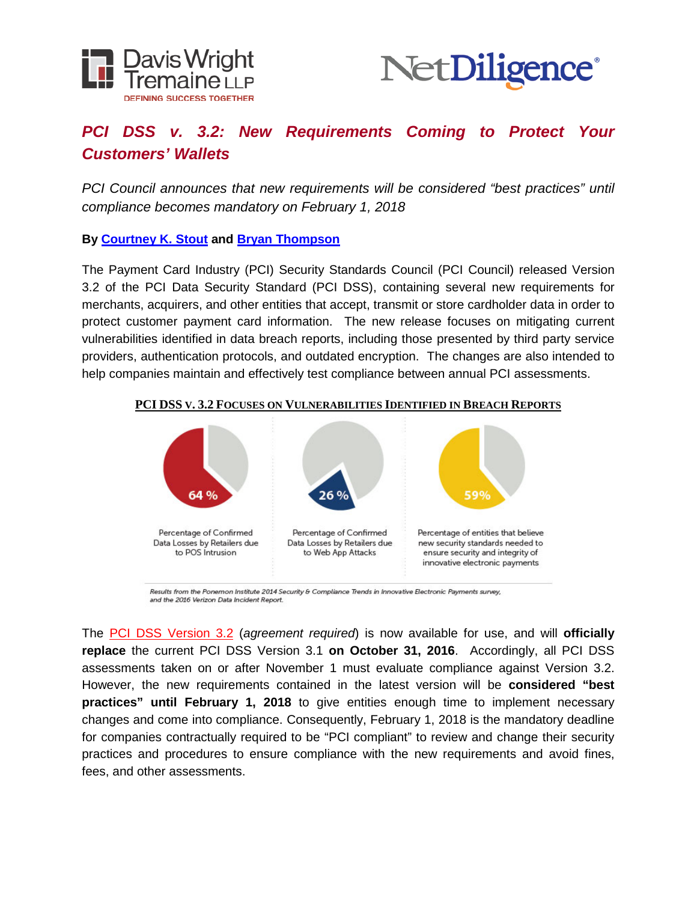Davis Wright Tremaine LLP
DEFINING SUCCESS TOGETHER

NetDiligence®

# *PCI DSS v. 3.2: New Requirements Coming to Protect Your Customers' Wallets*

*PCI Council announces that new requirements will be considered "best practices" until compliance becomes mandatory on February 1, 2018*

**By Courtney K. Stout and Bryan Thompson**

The Payment Card Industry (PCI) Security Standards Council (PCI Council) released Version 3.2 of the PCI Data Security Standard (PCI DSS), containing several new requirements for merchants, acquirers, and other entities that accept, transmit or store cardholder data in order to protect customer payment card information. The new release focuses on mitigating current vulnerabilities identified in data breach reports, including those presented by third party service providers, authentication protocols, and outdated encryption. The changes are also intended to help companies maintain and effectively test compliance between annual PCI assessments.

**PCI DSS v. 3.2 Focuses on Vulnerabilities Identified in Breach Reports**

64 %
Percentage of Confirmed Data Losses by Retailers due to POS Intrusion

26 %
Percentage of Confirmed Data Losses by Retailers due to Web App Attacks

59%
Percentage of entities that believe new security standards needed to ensure security and integrity of innovative electronic payments

*Results from the Ponemon Institute 2014 Security & Compliance Trends in Innovative Electronic Payments survey, and the 2016 Verizon Data Incident Report.*

The PCI DSS Version 3.2 (*agreement required*) is now available for use, and will **officially replace** the current PCI DSS Version 3.1 **on October 31, 2016**. Accordingly, all PCI DSS assessments taken on or after November 1 must evaluate compliance against Version 3.2. However, the new requirements contained in the latest version will be **considered "best practices" until February 1, 2018** to give entities enough time to implement necessary changes and come into compliance. Consequently, February 1, 2018 is the mandatory deadline for companies contractually required to be "PCI compliant" to review and change their security practices and procedures to ensure compliance with the new requirements and avoid fines, fees, and other assessments.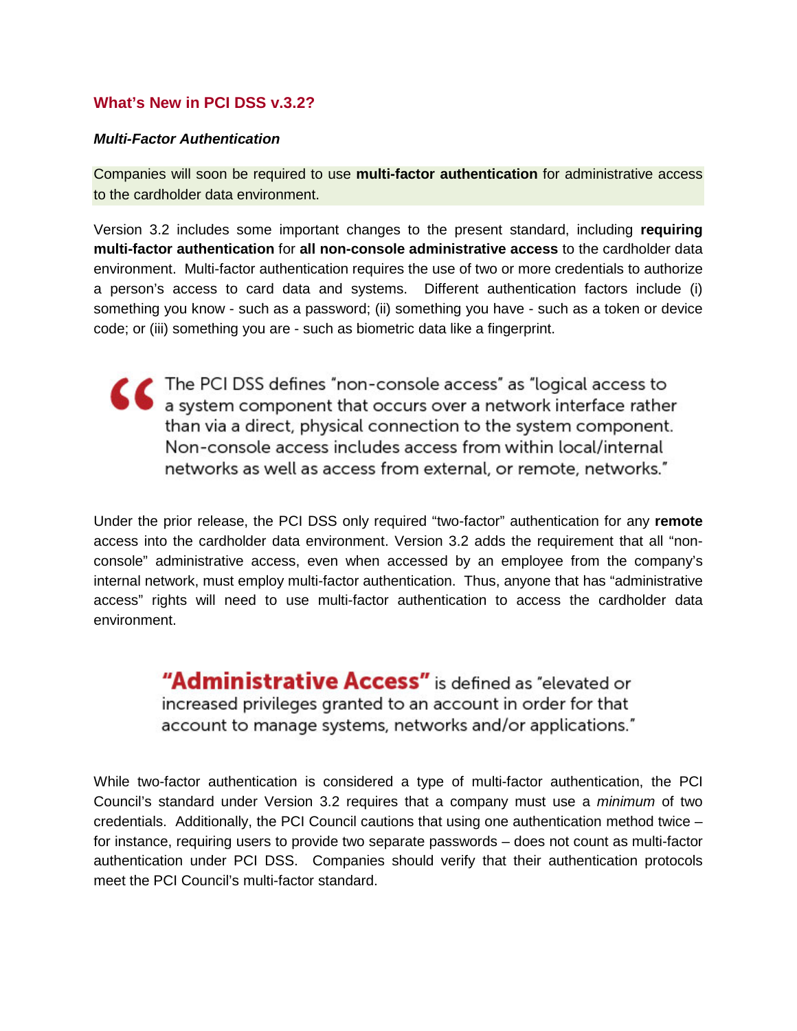## What's New in PCI DSS v.3.2?

### *Multi-Factor Authentication*

Companies will soon be required to use **multi-factor authentication** for administrative access to the cardholder data environment.

Version 3.2 includes some important changes to the present standard, including **requiring multi-factor authentication** for **all non-console administrative access** to the cardholder data environment. Multi-factor authentication requires the use of two or more credentials to authorize a person's access to card data and systems. Different authentication factors include (i) something you know - such as a password; (ii) something you have - such as a token or device code; or (iii) something you are - such as biometric data like a fingerprint.

> The PCI DSS defines "non-console access" as "logical access to a system component that occurs over a network interface rather than via a direct, physical connection to the system component. Non-console access includes access from within local/internal networks as well as access from external, or remote, networks."

Under the prior release, the PCI DSS only required "two-factor" authentication for any **remote** access into the cardholder data environment. Version 3.2 adds the requirement that all "non-console" administrative access, even when accessed by an employee from the company's internal network, must employ multi-factor authentication. Thus, anyone that has "administrative access" rights will need to use multi-factor authentication to access the cardholder data environment.

> **"Administrative Access"** is defined as "elevated or increased privileges granted to an account in order for that account to manage systems, networks and/or applications."

While two-factor authentication is considered a type of multi-factor authentication, the PCI Council's standard under Version 3.2 requires that a company must use a *minimum* of two credentials. Additionally, the PCI Council cautions that using one authentication method twice – for instance, requiring users to provide two separate passwords – does not count as multi-factor authentication under PCI DSS. Companies should verify that their authentication protocols meet the PCI Council's multi-factor standard.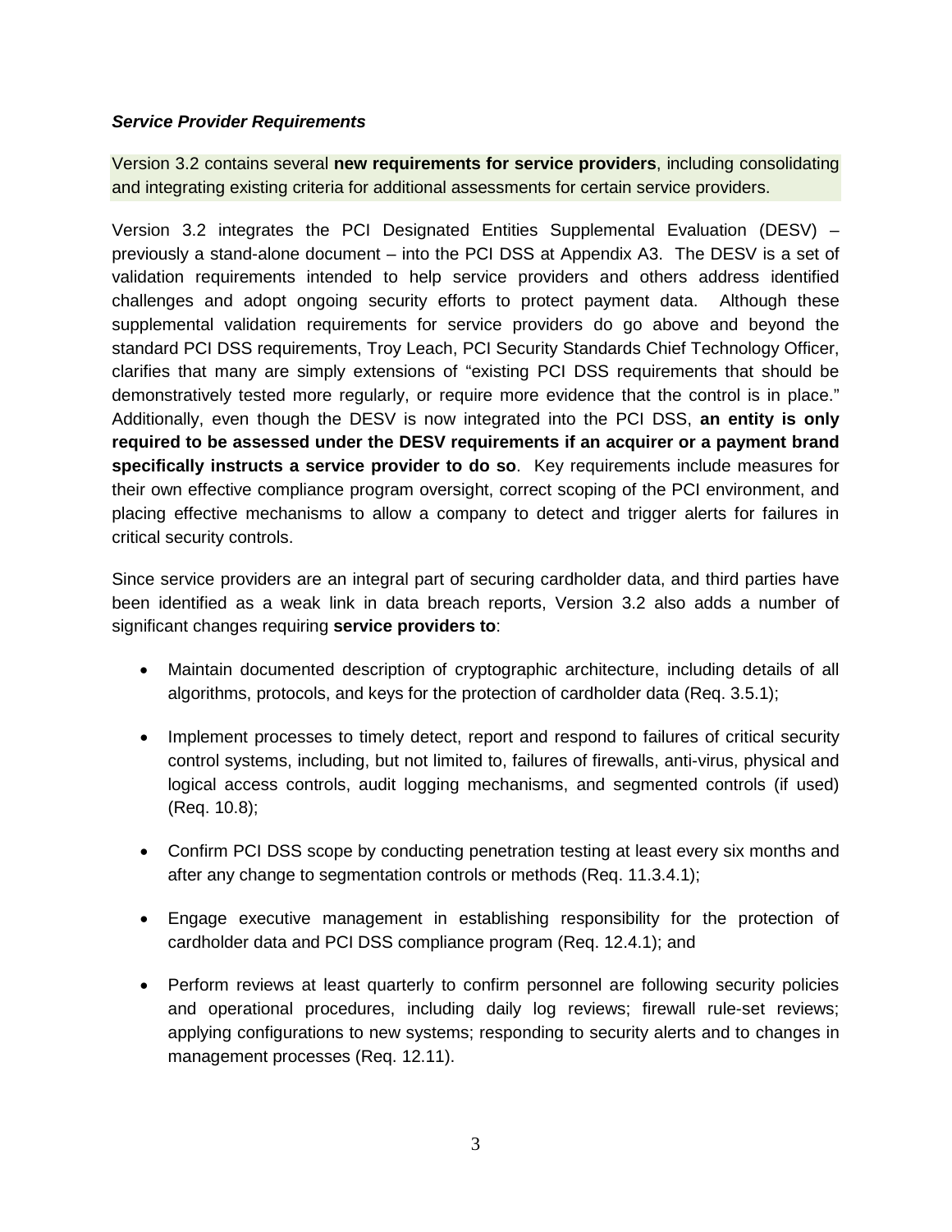***Service Provider Requirements***

Version 3.2 contains several **new requirements for service providers**, including consolidating and integrating existing criteria for additional assessments for certain service providers.

Version 3.2 integrates the PCI Designated Entities Supplemental Evaluation (DESV) – previously a stand-alone document – into the PCI DSS at Appendix A3. The DESV is a set of validation requirements intended to help service providers and others address identified challenges and adopt ongoing security efforts to protect payment data. Although these supplemental validation requirements for service providers do go above and beyond the standard PCI DSS requirements, Troy Leach, PCI Security Standards Chief Technology Officer, clarifies that many are simply extensions of "existing PCI DSS requirements that should be demonstratively tested more regularly, or require more evidence that the control is in place." Additionally, even though the DESV is now integrated into the PCI DSS, **an entity is only required to be assessed under the DESV requirements if an acquirer or a payment brand specifically instructs a service provider to do so**. Key requirements include measures for their own effective compliance program oversight, correct scoping of the PCI environment, and placing effective mechanisms to allow a company to detect and trigger alerts for failures in critical security controls.

Since service providers are an integral part of securing cardholder data, and third parties have been identified as a weak link in data breach reports, Version 3.2 also adds a number of significant changes requiring **service providers to**:

- Maintain documented description of cryptographic architecture, including details of all algorithms, protocols, and keys for the protection of cardholder data (Req. 3.5.1);
- Implement processes to timely detect, report and respond to failures of critical security control systems, including, but not limited to, failures of firewalls, anti-virus, physical and logical access controls, audit logging mechanisms, and segmented controls (if used) (Req. 10.8);
- Confirm PCI DSS scope by conducting penetration testing at least every six months and after any change to segmentation controls or methods (Req. 11.3.4.1);
- Engage executive management in establishing responsibility for the protection of cardholder data and PCI DSS compliance program (Req. 12.4.1); and
- Perform reviews at least quarterly to confirm personnel are following security policies and operational procedures, including daily log reviews; firewall rule-set reviews; applying configurations to new systems; responding to security alerts and to changes in management processes (Req. 12.11).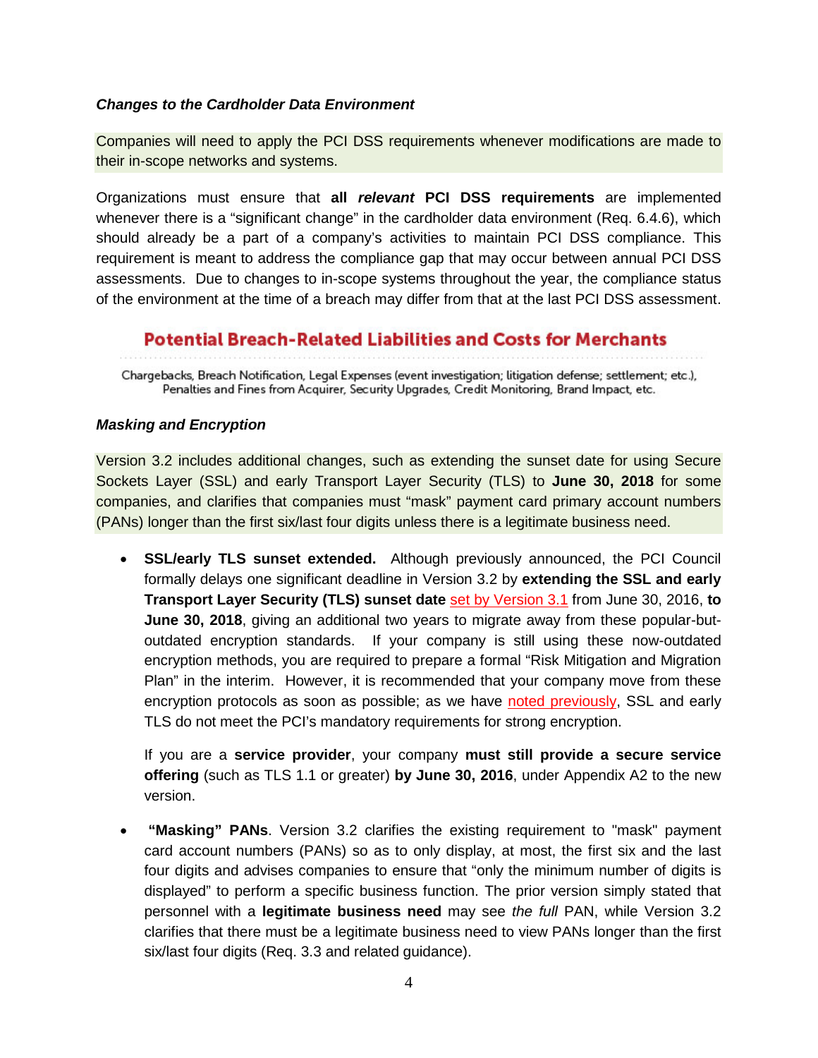***Changes to the Cardholder Data Environment***

Companies will need to apply the PCI DSS requirements whenever modifications are made to their in-scope networks and systems.

Organizations must ensure that **all *relevant* PCI DSS requirements** are implemented whenever there is a "significant change" in the cardholder data environment (Req. 6.4.6), which should already be a part of a company's activities to maintain PCI DSS compliance. This requirement is meant to address the compliance gap that may occur between annual PCI DSS assessments. Due to changes to in-scope systems throughout the year, the compliance status of the environment at the time of a breach may differ from that at the last PCI DSS assessment.

**Potential Breach-Related Liabilities and Costs for Merchants**

Chargebacks, Breach Notification, Legal Expenses (event investigation; litigation defense; settlement; etc.), Penalties and Fines from Acquirer, Security Upgrades, Credit Monitoring, Brand Impact, etc.

***Masking and Encryption***

Version 3.2 includes additional changes, such as extending the sunset date for using Secure Sockets Layer (SSL) and early Transport Layer Security (TLS) to **June 30, 2018** for some companies, and clarifies that companies must "mask" payment card primary account numbers (PANs) longer than the first six/last four digits unless there is a legitimate business need.

- **SSL/early TLS sunset extended.** Although previously announced, the PCI Council formally delays one significant deadline in Version 3.2 by **extending the SSL and early Transport Layer Security (TLS) sunset date** set by Version 3.1 from June 30, 2016, **to June 30, 2018**, giving an additional two years to migrate away from these popular-but-outdated encryption standards. If your company is still using these now-outdated encryption methods, you are required to prepare a formal "Risk Mitigation and Migration Plan" in the interim. However, it is recommended that your company move from these encryption protocols as soon as possible; as we have noted previously, SSL and early TLS do not meet the PCI's mandatory requirements for strong encryption.

  If you are a **service provider**, your company **must still provide a secure service offering** (such as TLS 1.1 or greater) **by June 30, 2016**, under Appendix A2 to the new version.

- **"Masking" PANs**. Version 3.2 clarifies the existing requirement to "mask" payment card account numbers (PANs) so as to only display, at most, the first six and the last four digits and advises companies to ensure that "only the minimum number of digits is displayed" to perform a specific business function. The prior version simply stated that personnel with a **legitimate business need** may see *the full* PAN, while Version 3.2 clarifies that there must be a legitimate business need to view PANs longer than the first six/last four digits (Req. 3.3 and related guidance).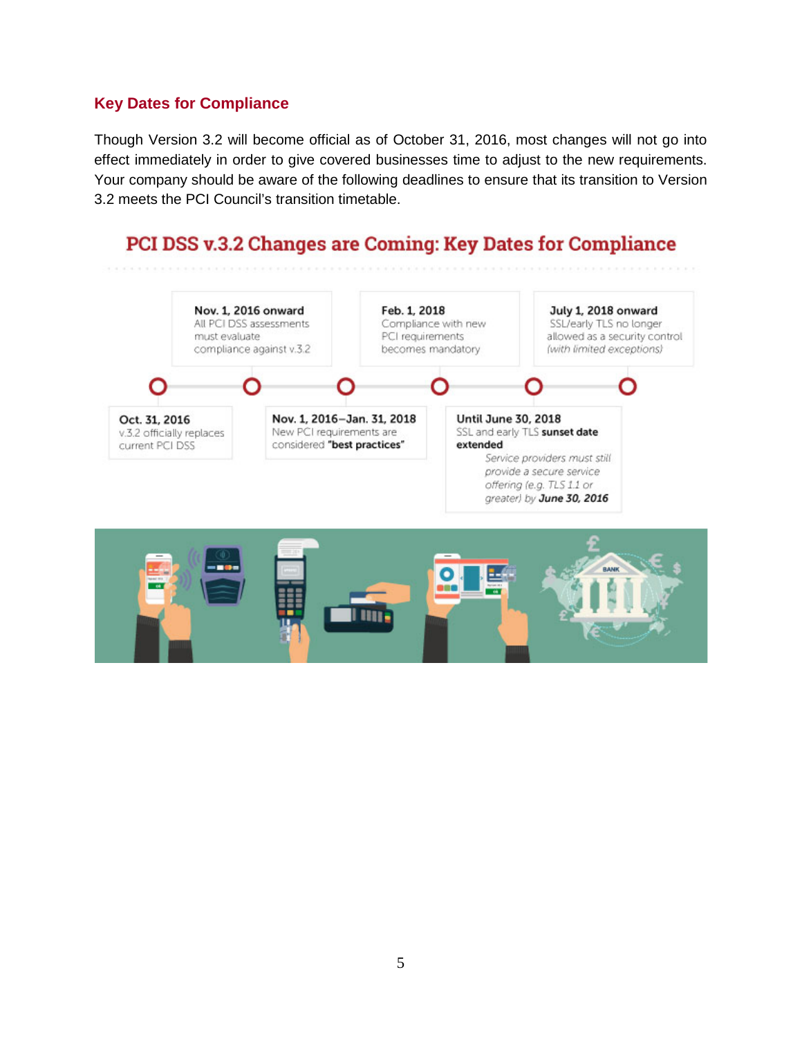## Key Dates for Compliance

Though Version 3.2 will become official as of October 31, 2016, most changes will not go into effect immediately in order to give covered businesses time to adjust to the new requirements. Your company should be aware of the following deadlines to ensure that its transition to Version 3.2 meets the PCI Council's transition timetable.

### PCI DSS v.3.2 Changes are Coming: Key Dates for Compliance

**Oct. 31, 2016**
v.3.2 officially replaces current PCI DSS

**Nov. 1, 2016 onward**
All PCI DSS assessments must evaluate compliance against v.3.2

**Nov. 1, 2016–Jan. 31, 2018**
New PCI requirements are considered **"best practices"**

**Feb. 1, 2018**
Compliance with new PCI requirements becomes mandatory

**Until June 30, 2018**
SSL and early TLS **sunset date extended**
*Service providers must still provide a secure service offering (e.g. TLS 1.1 or greater) by **June 30, 2016***

**July 1, 2018 onward**
SSL/early TLS no longer allowed as a security control *(with limited exceptions)*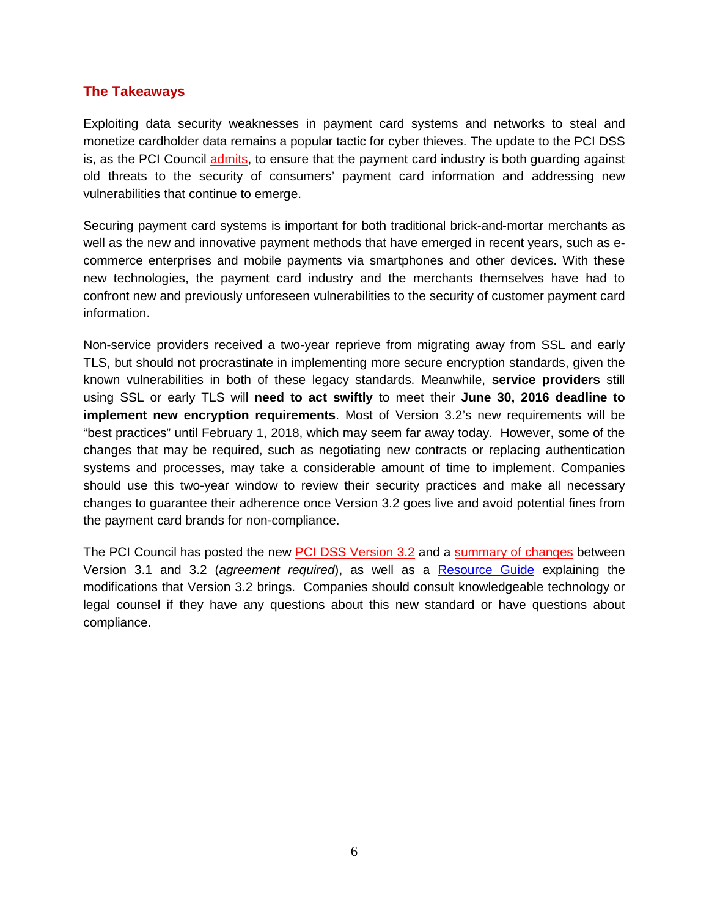## The Takeaways

Exploiting data security weaknesses in payment card systems and networks to steal and monetize cardholder data remains a popular tactic for cyber thieves. The update to the PCI DSS is, as the PCI Council admits, to ensure that the payment card industry is both guarding against old threats to the security of consumers' payment card information and addressing new vulnerabilities that continue to emerge.

Securing payment card systems is important for both traditional brick-and-mortar merchants as well as the new and innovative payment methods that have emerged in recent years, such as e-commerce enterprises and mobile payments via smartphones and other devices. With these new technologies, the payment card industry and the merchants themselves have had to confront new and previously unforeseen vulnerabilities to the security of customer payment card information.

Non-service providers received a two-year reprieve from migrating away from SSL and early TLS, but should not procrastinate in implementing more secure encryption standards, given the known vulnerabilities in both of these legacy standards. Meanwhile, **service providers** still using SSL or early TLS will **need to act swiftly** to meet their **June 30, 2016 deadline to implement new encryption requirements**. Most of Version 3.2's new requirements will be "best practices" until February 1, 2018, which may seem far away today. However, some of the changes that may be required, such as negotiating new contracts or replacing authentication systems and processes, may take a considerable amount of time to implement. Companies should use this two-year window to review their security practices and make all necessary changes to guarantee their adherence once Version 3.2 goes live and avoid potential fines from the payment card brands for non-compliance.

The PCI Council has posted the new PCI DSS Version 3.2 and a summary of changes between Version 3.1 and 3.2 (*agreement required*), as well as a Resource Guide explaining the modifications that Version 3.2 brings. Companies should consult knowledgeable technology or legal counsel if they have any questions about this new standard or have questions about compliance.